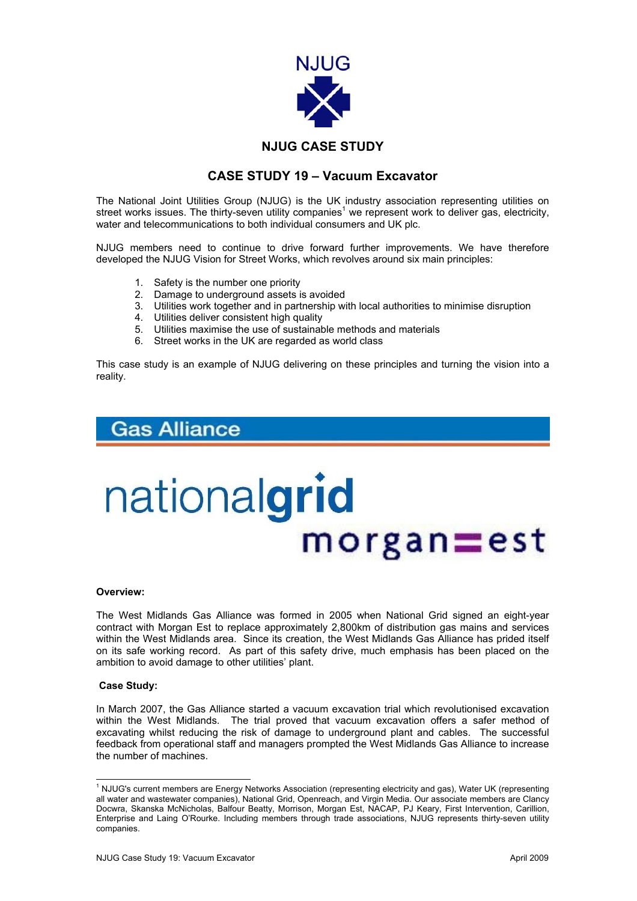NJUG

# NJUG CASE STUDY

## CASE STUDY 19 – Vacuum Excavator

The National Joint Utilities Group (NJUG) is the UK industry association representing utilities on street works issues. The thirty-seven utility companies[1] we represent work to deliver gas, electricity, water and telecommunications to both individual consumers and UK plc.

NJUG members need to continue to drive forward further improvements. We have therefore developed the NJUG Vision for Street Works, which revolves around six main principles:

1. Safety is the number one priority
2. Damage to underground assets is avoided
3. Utilities work together and in partnership with local authorities to minimise disruption
4. Utilities deliver consistent high quality
5. Utilities maximise the use of sustainable methods and materials
6. Street works in the UK are regarded as world class

This case study is an example of NJUG delivering on these principles and turning the vision into a reality.

## Gas Alliance

nationalgrid

morgan est

**Overview:**

The West Midlands Gas Alliance was formed in 2005 when National Grid signed an eight-year contract with Morgan Est to replace approximately 2,800km of distribution gas mains and services within the West Midlands area. Since its creation, the West Midlands Gas Alliance has prided itself on its safe working record. As part of this safety drive, much emphasis has been placed on the ambition to avoid damage to other utilities' plant.

**Case Study:**

In March 2007, the Gas Alliance started a vacuum excavation trial which revolutionised excavation within the West Midlands. The trial proved that vacuum excavation offers a safer method of excavating whilst reducing the risk of damage to underground plant and cables. The successful feedback from operational staff and managers prompted the West Midlands Gas Alliance to increase the number of machines.

[1] NJUG's current members are Energy Networks Association (representing electricity and gas), Water UK (representing all water and wastewater companies), National Grid, Openreach, and Virgin Media. Our associate members are Clancy Docwra, Skanska McNicholas, Balfour Beatty, Morrison, Morgan Est, NACAP, PJ Keary, First Intervention, Carillion, Enterprise and Laing O'Rourke. Including members through trade associations, NJUG represents thirty-seven utility companies.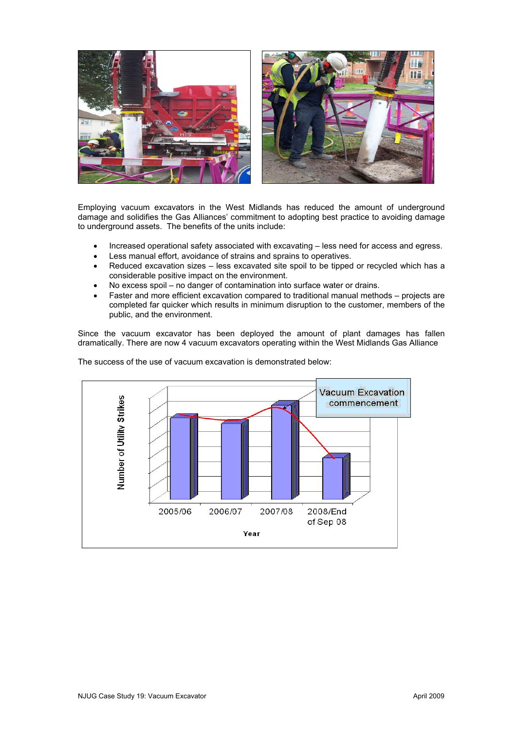Employing vacuum excavators in the West Midlands has reduced the amount of underground damage and solidifies the Gas Alliances' commitment to adopting best practice to avoiding damage to underground assets. The benefits of the units include:

- Increased operational safety associated with excavating – less need for access and egress.
- Less manual effort, avoidance of strains and sprains to operatives.
- Reduced excavation sizes – less excavated site spoil to be tipped or recycled which has a considerable positive impact on the environment.
- No excess spoil – no danger of contamination into surface water or drains.
- Faster and more efficient excavation compared to traditional manual methods – projects are completed far quicker which results in minimum disruption to the customer, members of the public, and the environment.

Since the vacuum excavator has been deployed the amount of plant damages has fallen dramatically. There are now 4 vacuum excavators operating within the West Midlands Gas Alliance

The success of the use of vacuum excavation is demonstrated below:

Number of Utility Strikes

Vacuum Excavation commencement

2005/06
2006/07
2007/08
2008/End of Sep 08

Year